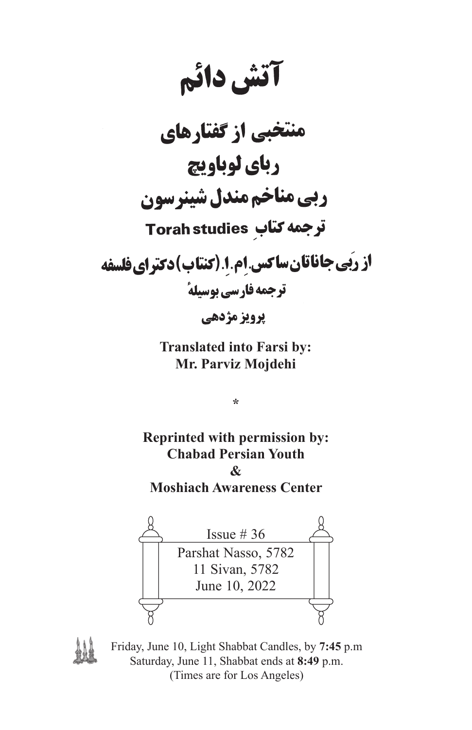# آتش دائم

## منتخبی از گفتارهای
## ربای لوباویچ
## ربی مناخم مندل شینرسون

**ترجمه کتابِ Torah studies**

**از ربَی جاناتان ساکس. اِم. اِ. (کنتاب) دکترای فلسفه**

**ترجمه فارسی بوسیلهٔ**

**پرویز مژدهی**

**Translated into Farsi by:**
**Mr. Parviz Mojdehi**

*

**Reprinted with permission by:**
**Chabad Persian Youth**
**&**
**Moshiach Awareness Center**

Issue # 36
Parshat Nasso, 5782
11 Sivan, 5782
June 10, 2022

Friday, June 10, Light Shabbat Candles, by **7:45** p.m
Saturday, June 11, Shabbat ends at **8:49** p.m.
(Times are for Los Angeles)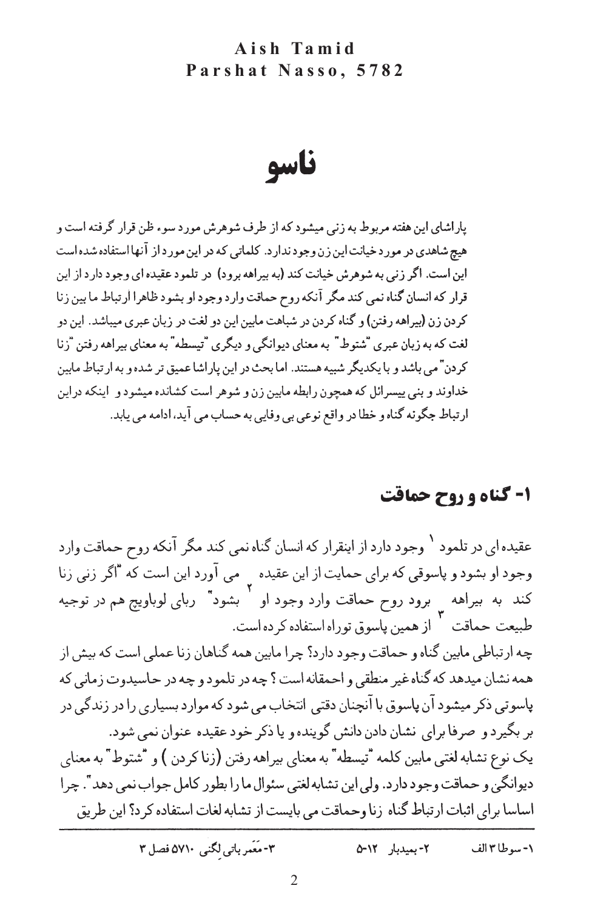# ناسو

پاراشای این هفته مربوط به زنی میشود که از طرف شوهرش مورد سوء ظن قرار گرفته است و هیچ شاهدی در مورد خیانت این زن وجود ندارد. کلماتی که در این مورد از آنها استفاده شده است این است. اگر زنی به شوهرش خیانت کند (به بیراهه برود) در تلمود عقیده ای وجود دارد از این قرار که انسان گناه نمی کند مگر آنکه روح حماقت وارد وجود او بشود ظاهرا ارتباط ما بین زنا کردن زن (بیراهه رفتن) و گناه کردن در شباهت مابین این دو لغت در زبان عبری میباشد. این دو لغت که به زبان عبری "شتوط" به معنای دیوانگی و دیگری "تیسطه" به معنای بیراهه رفتن "زنا کردن" می باشد و با یکدیگر شبیه هستند. اما بحث در این پاراشا عمیق تر شده و به ارتباط مابین خداوند و بنی بیسرائل که همچون رابطه مابین زن و شوهر است کشانده میشود و اینکه دراین ارتباط چگونه گناه و خطا در واقع نوعی بی وفایی به حساب می آید، ادامه می یابد.

## ۱- گناه و روح حماقت

عقیده ای در تلمود [۱] وجود دارد از اینقرار که انسان گناه نمی کند مگر آنکه روح حماقت وارد وجود او بشود و پاسوقی که برای حمایت از این عقیده می آورد این است که "اگر زنی زنا کند به بیراهه [۲] برود روح حماقت وارد وجود او بشود" ربای لوباویچ هم در توجیه طبیعت حماقت [۳] از همین پاسوق توراه استفاده کرده است.

چه ارتباطی مابین گناه و حماقت وجود دارد؟ چرا مابین همه گناهان زنا عملی است که بیش از همه نشان میدهد که گناه غیر منطقی و احمقانه است؟ چه در تلمود و چه در حاسیدوت زمانی که پاسوتی ذکر میشود آن پاسوق با آنچنان دقتی انتخاب می شود که موارد بسیاری را در زندگی در بر بگیرد و صرفا برای نشان دادن دانش گوینده و یا ذکر خود عقیده عنوان نمی شود.

یک نوع تشابه لغتی مابین کلمه "تیسطه" به معنای بیراهه رفتن (زنا کردن) و "شتوط" به معنای دیوانگی و حماقت وجود دارد. ولی این تشابه لغتی سئوال ما را بطور کامل جواب نمی دهد". چرا اساسا برای اثبات ارتباط گناه زنا وحماقت می بایست از تشابه لغات استفاده کرد؟ این طریق

---

۱- سوطا ۳ الف ۲- بمیدبار ۱۲-۵ ۳- مَعَمر باتی لِگنی ۵۷۱۰ فصل ۳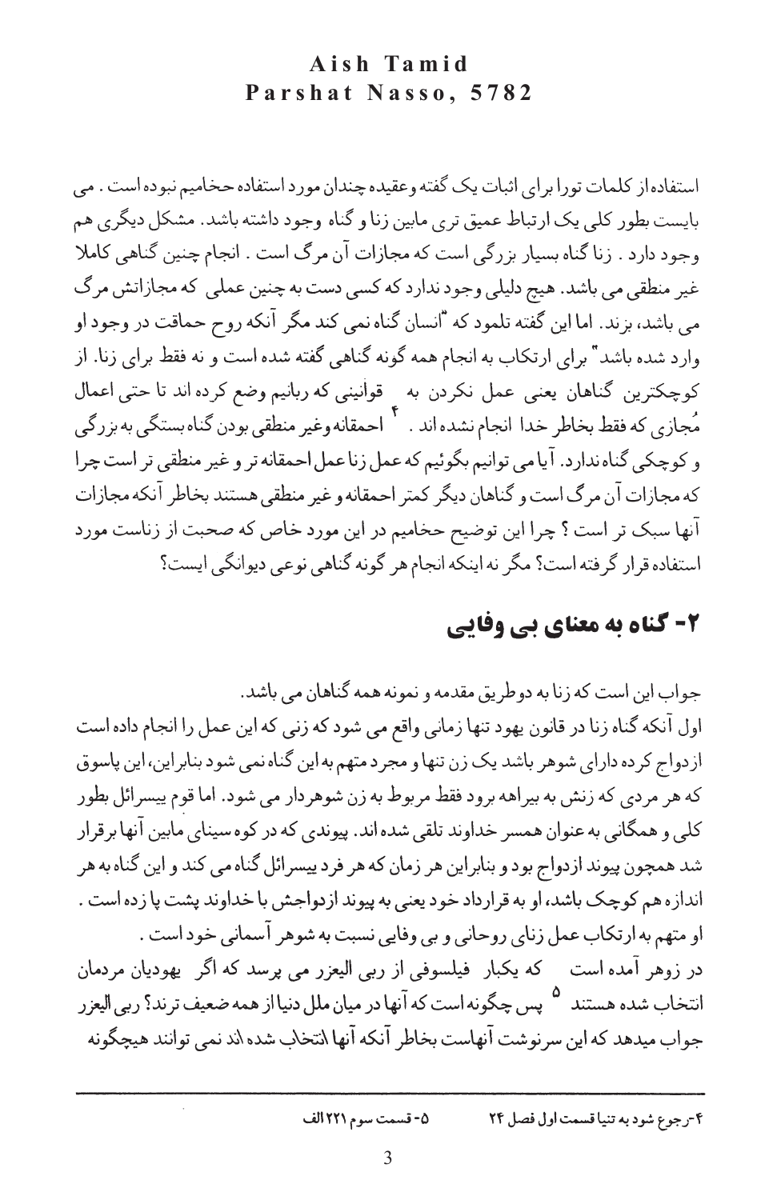استفاده از کلمات تورا برای اثبات یک گفته وعقیده چندان مورد استفاده حخامیم نبوده است . می بایست بطور کلی یک ارتباط عمیق تری مابین زنا و گناه وجود داشته باشد. مشکل دیگری هم وجود دارد . زنا گناه بسیار بزرگی است که مجازات آن مرگ است . انجام چنین گناهی کاملا غیر منطقی می باشد. هیچ دلیلی وجود ندارد که کسی دست به چنین عملی که مجازاتش مرگ می باشد، بزند. اما این گفته تلمود که "انسان گناه نمی کند مگر آنکه روح حماقت در وجود او وارد شده باشد" برای ارتکاب به انجام همه گونه گناهی گفته شده است و نه فقط برای زنا. از کوچکترین گناهان یعنی عمل نکردن به قوانینی که ربانیم وضع کرده اند تا حتی اعمال مُجازی که فقط بخاطر خدا انجام نشده اند .[4] احمقانه وغیر منطقی بودن گناه بستگی به بزرگی و کوچکی گناه ندارد. آیا می توانیم بگوئیم که عمل زنا عمل احمقانه تر و غیر منطقی تر است چرا که مجازات آن مرگ است و گناهان دیگر کمتر احمقانه و غیر منطقی هستند بخاطر آنکه مجازات آنها سبک تر است ؟ چرا این توضیح حخامیم در این مورد خاص که صحبت از زناست مورد استفاده قرار گرفته است؟ مگر نه اینکه انجام هر گونه گناهی نوعی دیوانگی ایست؟

## ۲- گناه به معنای بی وفایی

جواب این است که زنا به دوطریق مقدمه و نمونه همه گناهان می باشد.

اول آنکه گناه زنا در قانون یهود تنها زمانی واقع می شود که زنی که این عمل را انجام داده است ازدواج کرده دارای شوهر باشد یک زن تنها و مجرد متهم به این گناه نمی شود بنابراین، این پاسوق که هر مردی که زنش به بیراهه برود فقط مربوط به زن شوهردار می شود. اما قوم ییسرائل بطور کلی و همگانی به عنوان همسر خداوند تلقی شده اند. پیوندی که در کوه سینای مابین آنها برقرار شد همچون پیوند ازدواج بود و بنابراین هر زمان که هر فرد ییسرائل گناه می کند و این گناه به هر اندازه هم کوچک باشد، او به قرارداد خود یعنی به پیوند ازدواجش با خداوند پشت پا زده است .
او متهم به ارتکاب عمل زنای روحانی و بی وفایی نسبت به شوهر آسمانی خود است .

در زوهر آمده است که یکبار فیلسوفی از ربی الیعزر می پرسد که اگر یهودیان مردمان انتخاب شده هستند[5] پس چگونه است که آنها در میان ملل دنیا از همه ضعیف ترند؟ ربی الیعزر جواب میدهد که این سرنوشت آنهاست بخاطر آنکه آنها انتخاب شده اند نمی توانند هیچگونه

---

۴-رجوع شود به تنیا قسمت اول فصل ۲۴

۵- قسمت سوم ۲۲۱ الف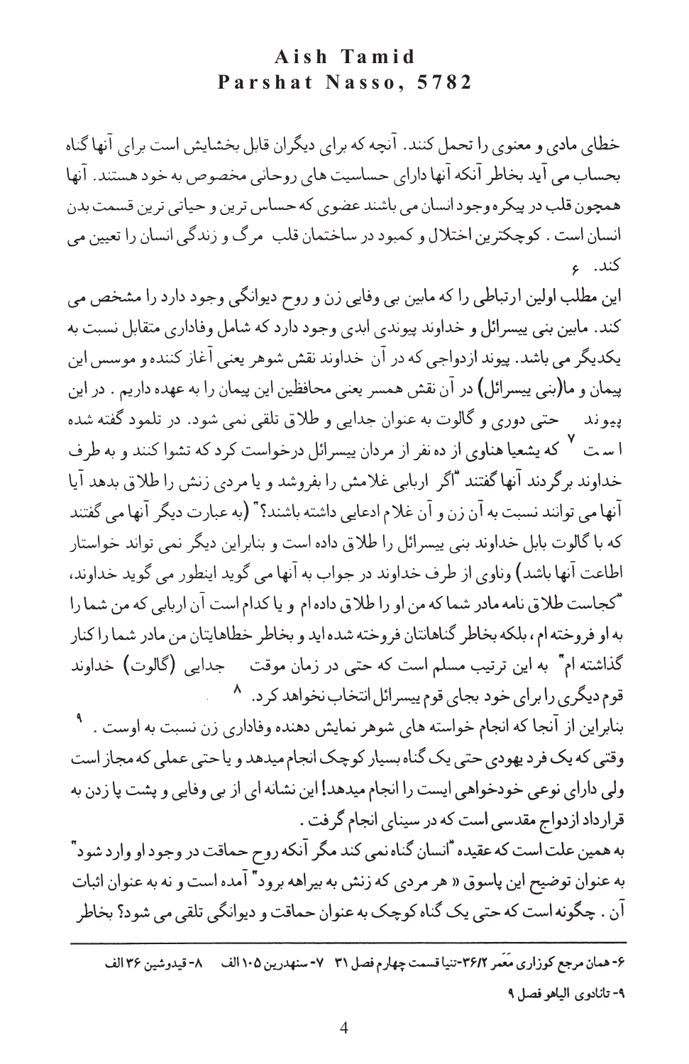خطای مادی و معنوی را تحمل کنند. آنچه که برای دیگران قابل بخشایش است برای آنها گناه بحساب می آید بخاطر آنکه آنها دارای حساسیت های روحانی مخصوص به خود هستند. آنها همچون قلب در پیکره وجود انسان می باشند عضوی که حساس ترین و حیاتی ترین قسمت بدن انسان است . کوچکترین اختلال و کمبود در ساختمان قلب مرگ و زندگی انسان را تعیین می کند. [۶]

این مطلب اولین ارتباطی را که مابین بی وفایی زن و روح دیوانگی وجود دارد را مشخص می کند. مابین بنی ییسرائل و خداوند پیوندی ابدی وجود دارد که شامل وفاداری متقابل نسبت به یکدیگر می باشد. پیوند ازدواجی که در آن خداوند نقش شوهر یعنی آغاز کننده و موسس این پیمان و ما(بنی ییسرائل) در آن نقش همسر یعنی محافظین این پیمان را به عهده داریم . در این پیوند حتی دوری و گالوت به عنوان جدایی و طلاق تلقی نمی شود. در تلمود گفته شده است [۷] که یشعیا هناوی از ده نفر از مردان ییسرائل درخواست کرد که تشوا کنند و به طرف خداوند برگردند آنها گفتند "اگر اربابی غلامش را بفروشد و یا مردی زنش را طلاق بدهد آیا آنها می توانند نسبت به آن زن و آن غلام ادعایی داشته باشند؟" (به عبارت دیگر آنها می گفتند که با گالوت بابل خداوند بنی ییسرائل را طلاق داده است و بنابراین دیگر نمی تواند خواستار اطاعت آنها باشد) وناوی از طرف خداوند در جواب به آنها می گوید اینطور می گوید خداوند، "کجاست طلاق نامه مادر شما که من او را طلاق داده ام و یا کدام است آن اربابی که من شما را به او فروخته ام ، بلکه بخاطر گناهانتان فروخته شده اید و بخاطر خطاهایتان من مادر شما را کنار گذاشته ام" به این ترتیب مسلم است که حتی در زمان موقت جدایی (گالوت) خداوند قوم دیگری را برای خود بجای قوم ییسرائل انتخاب نخواهد کرد. [۸]

بنابراین از آنجا که انجام خواسته های شوهر نمایش دهنده وفاداری زن نسبت به اوست . [۹] وقتی که یک فرد یهودی حتی یک گناه بسیار کوچک انجام میدهد و یا حتی عملی که مجاز است ولی دارای نوعی خودخواهی ایست را انجام میدهد! این نشانه ای از بی وفایی و پشت پا زدن به قرارداد ازدواج مقدسی است که در سینای انجام گرفت .

به همین علت است که عقیده "انسان گناه نمی کند مگر آنکه روح حماقت در وجود او وارد شود" به عنوان توضیح این پاسوق « هر مردی که زنش به بیراهه برود" آمده است و نه به عنوان اثبات آن . چگونه است که حتی یک گناه کوچک به عنوان حماقت و دیوانگی تلقی می شود؟ بخاطر

---

۶- همان مرجع کوزاری مَعَمر ۳۶/۲-تنیا قسمت چهارم فصل ۳۱ ۷- سنهدرین ۱۰۵ الف ۸- قیدوشین ۳۶ الف

۹- تانادوی الیاهو فصل ۹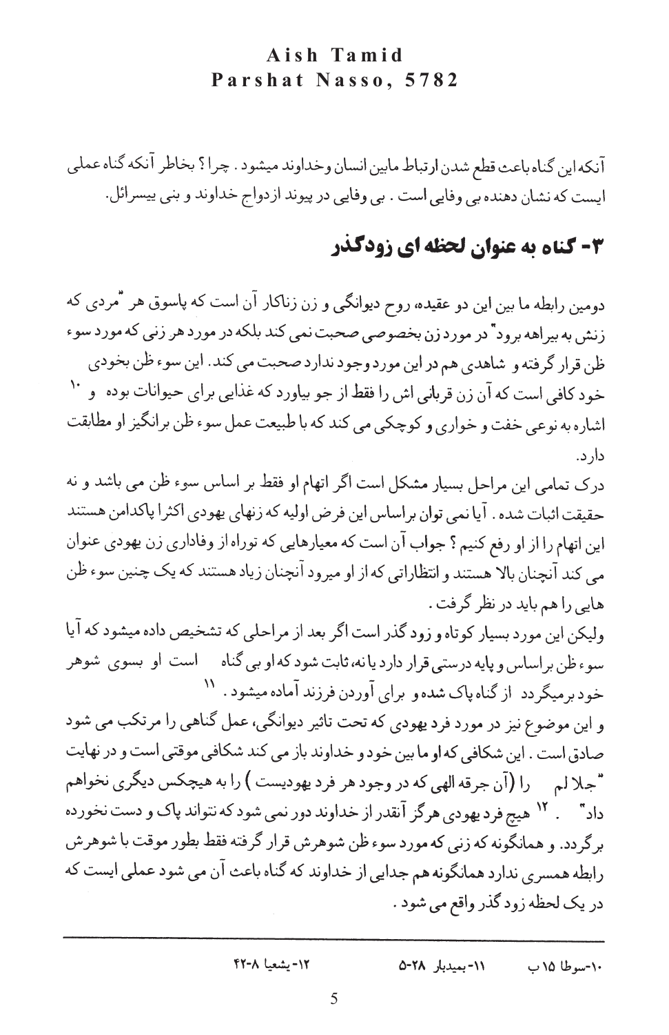آنکه این گناه باعث قطع شدن ارتباط مابین انسان و خداوند میشود . چرا ؟ بخاطر آنکه گناه عملی ایست که نشان دهنده بی وفایی است . بی وفایی در پیوند ازدواج خداوند و بنی ییسرائل.

## ۳- گناه به عنوان لحظه ای زودگذر

دومین رابطه ما بین این دو عقیده، روح دیوانگی و زن زناکار آن است که پاسوق هر "مردی که زنش به بیراهه برود" در مورد زن بخصوصی صحبت نمی کند بلکه در مورد هر زنی که مورد سوء ظن قرار گرفته و شاهدی هم در این مورد وجود ندارد صحبت می کند. این سوء ظن بخودی خود کافی است که آن زن قربانی اش را فقط از جو بیاورد که غذایی برای حیوانات بوده و [۱۰] اشاره به نوعی خفت و خواری و کوچکی می کند که با طبیعت عمل سوء ظن برانگیز او مطابقت دارد.

درک تمامی این مراحل بسیار مشکل است اگر اتهام او فقط بر اساس سوء ظن می باشد و نه حقیقت اثبات شده . آیا نمی توان براساس این فرض اولیه که زنهای یهودی اکثرا پاکدامن هستند این اتهام را از او رفع کنیم ؟ جواب آن است که معیارهایی که توراه از وفاداری زن یهودی عنوان می کند آنچنان بالا هستند و انتظاراتی که از او میرود آنچنان زیاد هستند که یک چنین سوء ظن هایی را هم باید در نظر گرفت .

ولیکن این مورد بسیار کوتاه و زود گذر است اگر بعد از مراحلی که تشخیص داده میشود که آیا سوء ظن براساس و پایه درستی قرار دارد یا نه، ثابت شود که او بی گناه است او بسوی شوهر خود برمیگردد از گناه پاک شده و برای آوردن فرزند آماده میشود . [۱۱]

و این موضوع نیز در مورد فرد یهودی که تحت تاثیر دیوانگی، عمل گناهی را مرتکب می شود صادق است . این شکافی که او ما بین خود و خداوند باز می کند شکافی موقتی است و در نهایت "جلا لم را (آن جرقه الهی که در وجود هر فرد یهودیست ) را به هیچکس دیگری نخواهم داد" . [۱۲] هیچ فرد یهودی هرگز آنقدر از خداوند دور نمی شود که نتواند پاک و دست نخورده برگردد. و همانگونه که زنی که مورد سوء ظن شوهرش قرار گرفته فقط بطور موقت با شوهرش رابطه همسری ندارد همانگونه هم جدایی از خداوند که گناه باعث آن می شود عملی ایست که در یک لحظه زود گذر واقع می شود .

---

۱۰-سوطا ۱۵ ب ۱۱- بمیدبار ۲۸-۵ ۱۲- یشعیا ۸-۴۲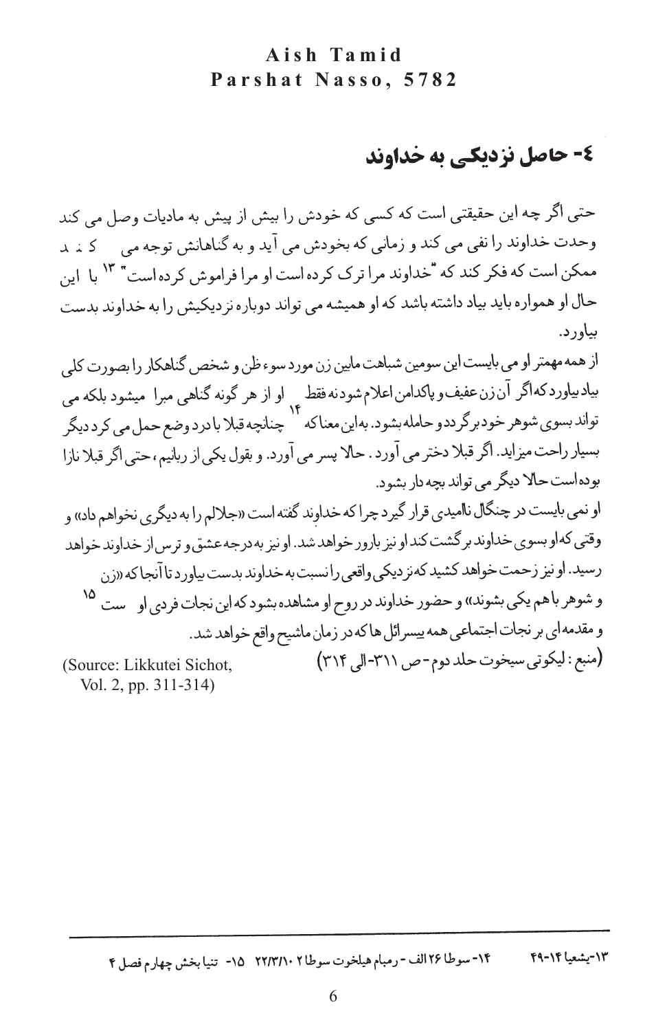## ٤- حاصل نزدیکی به خداوند

حتی اگر چه این حقیقتی است که کسی که خودش را بیش از پیش به مادیات وصل می کند وحدت خداوند را نفی می کند و زمانی که بخودش می آید و به گناهانش توجه می کند ممکن است که فکر کند که "خداوند مرا ترک کرده است او مرا فراموش کرده است"[١٣] با این حال او همواره باید بیاد داشته باشد که او همیشه می تواند دوباره نزدیکیش را به خداوند بدست بیاورد.

از همه مهمتر او می بایست این سومین شباهت مابین زن مورد سوء ظن و شخص گناهکار را بصورت کلی بیاد بیاورد که اگر آن زن عفیف و پاکدامن اعلام شود نه فقط او از هر گونه گناهی مبرا میشود بلکه می تواند بسوی شوهر خود برگردد و حامله بشود. به این معنا که[١۴] چنانچه قبلا با درد وضع حمل می کرد دیگر بسیار راحت میزاید. اگر قبلا دختر می آورد. حالا پسر می آورد. و بقول یکی از ربانیم، حتی اگر قبلا نازا بوده است حالا دیگر می تواند بچه دار بشود.

او نمی بایست در چنگال ناامیدی قرار گیرد چرا که خداوند گفته است «جلالم را به دیگری نخواهم داد» و وقتی که او بسوی خداوند برگشت کند او نیز بارور خواهد شد. او نیز به درجه عشق و ترس از خداوند خواهد رسید. او نیز زحمت خواهد کشید که نزدیکی واقعی را نسبت به خداوند بدست بیاورد تا آنجا که «زن و شوهر با هم یکی بشوند» و حضور خداوند در روح او مشاهده بشود که این نجات فردی او ست[١۵] و مقدمه ای بر نجات اجتماعی همه بیسرائل ها که در زمان ماشیح واقع خواهد شد.

(منبع : لیکوتی سیخوت حلد دوم - ص ٣١١- الی ٣١۴)

(Source: Likkutei Sichot, Vol. 2, pp. 311-314)

---

١٣-یشعیا ١۴-۴٩ ١۴- سوطا ٢۶ الف - رمبام هیلخوت سوطا ٢ ١٠/٣/٢٢ ١۵- تنیا بخش چهارم فصل ۴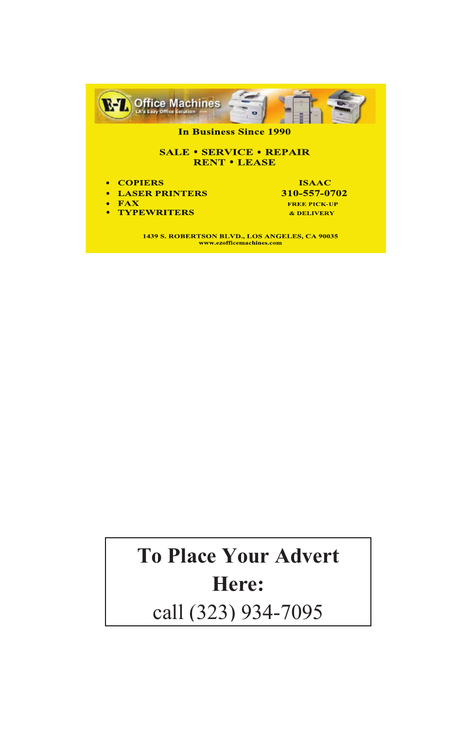E-Z Office Machines
LA's Eazy Office Solution

In Business Since 1990

**SALE • SERVICE • REPAIR**
**RENT • LEASE**

- COPIERS
- LASER PRINTERS
- FAX
- TYPEWRITERS

ISAAC
310-557-0702
FREE PICK-UP
& DELIVERY

1439 S. ROBERTSON BLVD., LOS ANGELES, CA 90035
www.ezofficemachines.com

**To Place Your Advert Here:**

call (323) 934-7095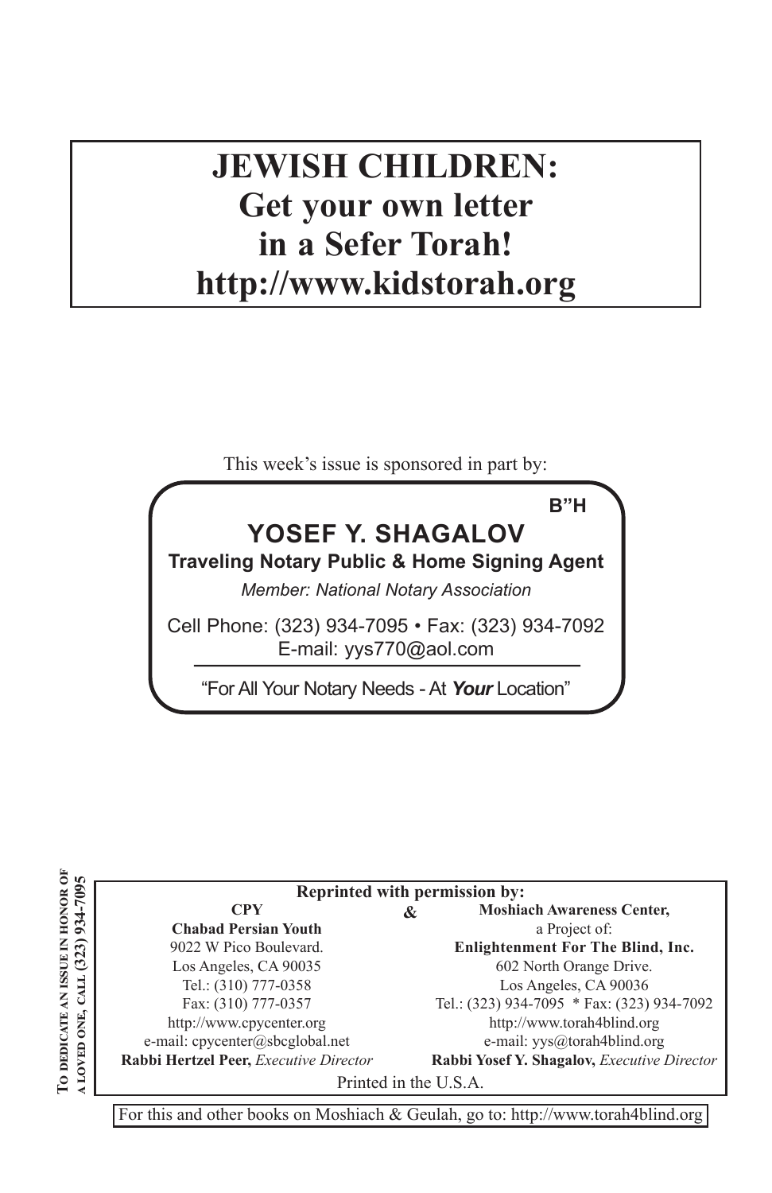# JEWISH CHILDREN: Get your own letter in a Sefer Torah! http://www.kidstorah.org

This week's issue is sponsored in part by:

B"H

**YOSEF Y. SHAGALOV**

**Traveling Notary Public & Home Signing Agent**

*Member: National Notary Association*

Cell Phone: (323) 934-7095 • Fax: (323) 934-7092
E-mail: yys770@aol.com

"For All Your Notary Needs - At ***Your*** Location"

TO DEDICATE AN ISSUE IN HONOR OF A LOVED ONE, CALL (323) 934-7095

**Reprinted with permission by:**

**CPY**
**Chabad Persian Youth**
9022 W Pico Boulevard.
Los Angeles, CA 90035
Tel.: (310) 777-0358
Fax: (310) 777-0357
http://www.cpycenter.org
e-mail: cpycenter@sbcglobal.net
**Rabbi Hertzel Peer,** *Executive Director*

**&**

**Moshiach Awareness Center,**
a Project of:
**Enlightenment For The Blind, Inc.**
602 North Orange Drive.
Los Angeles, CA 90036
Tel.: (323) 934-7095 * Fax: (323) 934-7092
http://www.torah4blind.org
e-mail: yys@torah4blind.org
**Rabbi Yosef Y. Shagalov,** *Executive Director*

Printed in the U.S.A.

For this and other books on Moshiach & Geulah, go to: http://www.torah4blind.org